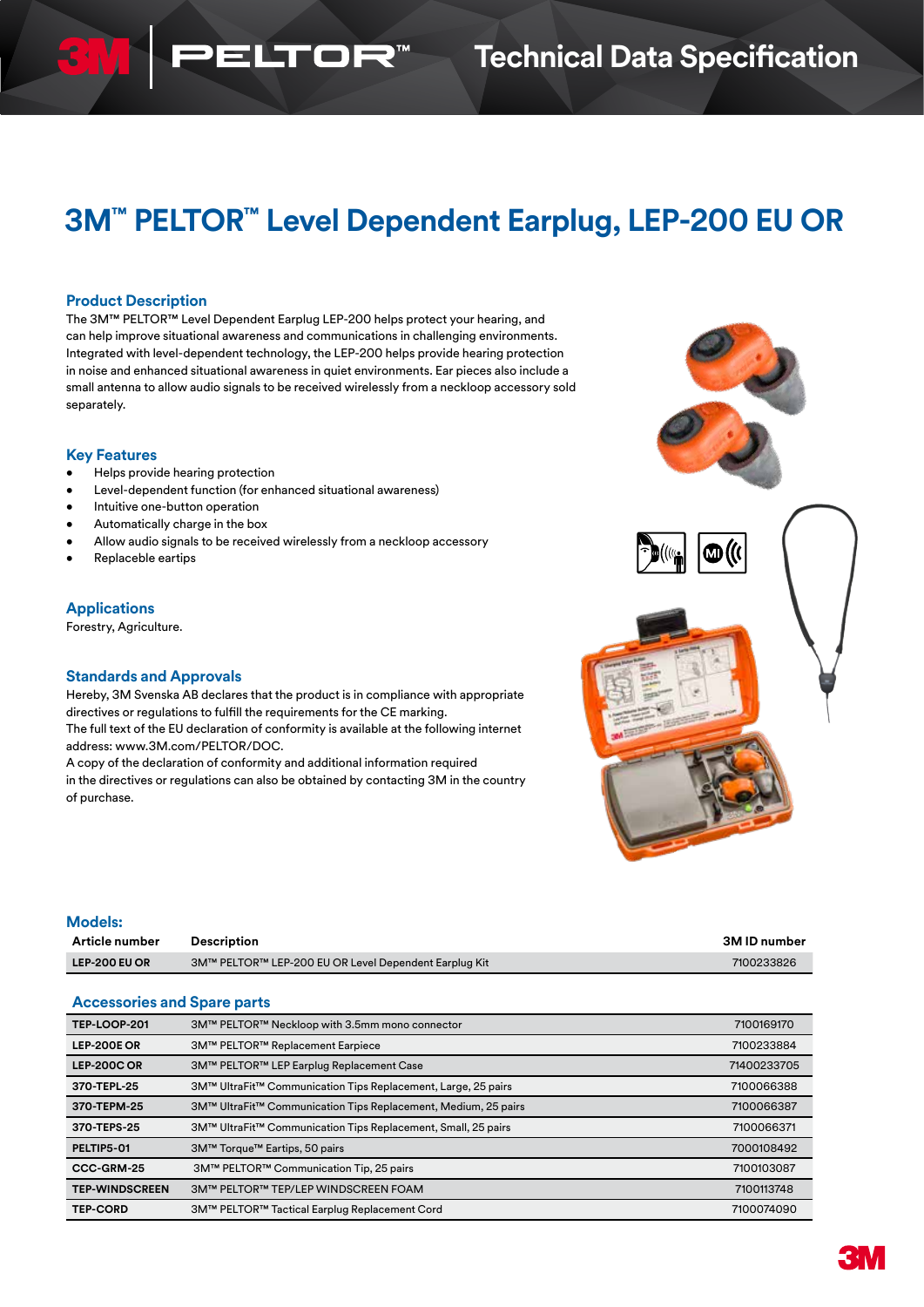# 3M™ PELTOR™ Level Dependent Earplug, LEP-200 EU OR

## Product Description

The 3M™ PELTOR™ Level Dependent Earplug LEP-200 helps protect your hearing, and can help improve situational awareness and communications in challenging environments. Integrated with level-dependent technology, the LEP-200 helps provide hearing protection in noise and enhanced situational awareness in quiet environments. Ear pieces also include a small antenna to allow audio signals to be received wirelessly from a neckloop accessory sold separately.

## Key Features

- Helps provide hearing protection
- Level-dependent function (for enhanced situational awareness)
- Intuitive one-button operation
- Automatically charge in the box
- Allow audio signals to be received wirelessly from a neckloop accessory
- Replaceble eartips

## Applications

Forestry, Agriculture.

## Standards and Approvals

Hereby, 3M Svenska AB declares that the product is in compliance with appropriate directives or regulations to fulfill the requirements for the CE marking.
The full text of the EU declaration of conformity is available at the following internet address: www.3M.com/PELTOR/DOC.
A copy of the declaration of conformity and additional information required in the directives or regulations can also be obtained by contacting 3M in the country of purchase.

## Models:

| Article number | Description | 3M ID number |
|---|---|---|
| LEP-200 EU OR | 3M™ PELTOR™ LEP-200 EU OR Level Dependent Earplug Kit | 7100233826 |

## Accessories and Spare parts

| Article number | Description | 3M ID number |
|---|---|---|
| TEP-LOOP-201 | 3M™ PELTOR™ Neckloop with 3.5mm mono connector | 7100169170 |
| LEP-200E OR | 3M™ PELTOR™ Replacement Earpiece | 7100233884 |
| LEP-200C OR | 3M™ PELTOR™ LEP Earplug Replacement Case | 71400233705 |
| 370-TEPL-25 | 3M™ UltraFit™ Communication Tips Replacement, Large, 25 pairs | 7100066388 |
| 370-TEPM-25 | 3M™ UltraFit™ Communication Tips Replacement, Medium, 25 pairs | 7100066387 |
| 370-TEPS-25 | 3M™ UltraFit™ Communication Tips Replacement, Small, 25 pairs | 7100066371 |
| PELTIP5-01 | 3M™ Torque™ Eartips, 50 pairs | 7000108492 |
| CCC-GRM-25 | 3M™ PELTOR™ Communication Tip, 25 pairs | 7100103087 |
| TEP-WINDSCREEN | 3M™ PELTOR™ TEP/LEP WINDSCREEN FOAM | 7100113748 |
| TEP-CORD | 3M™ PELTOR™ Tactical Earplug Replacement Cord | 7100074090 |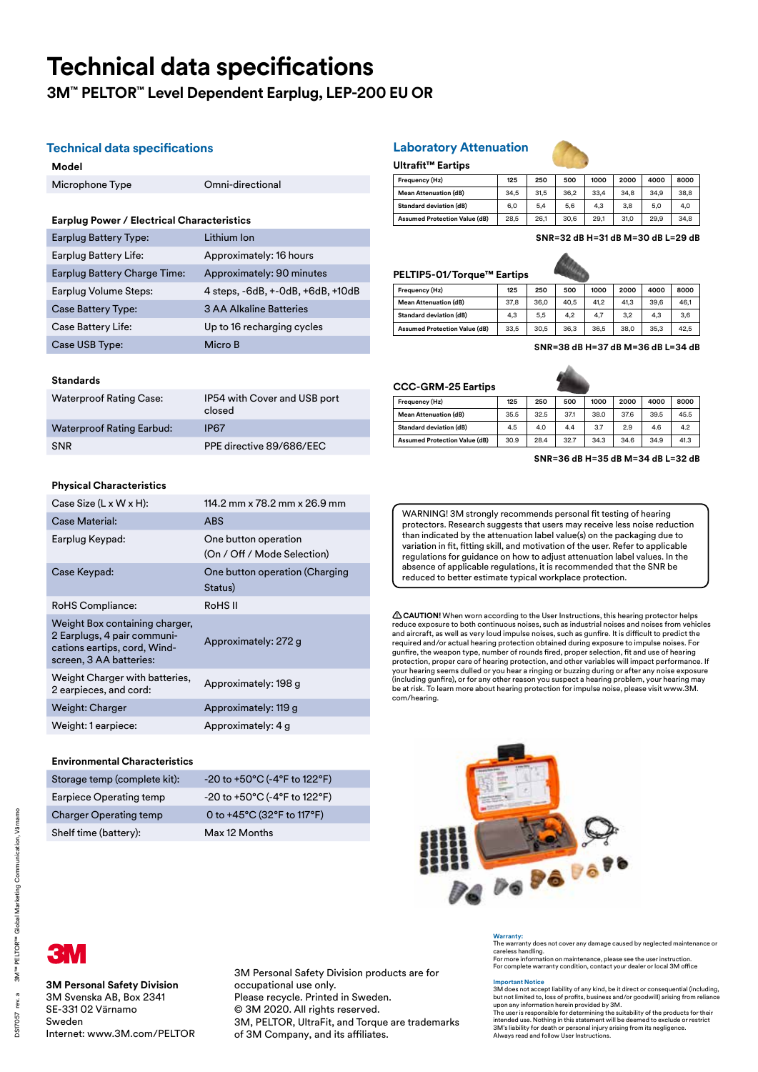# Technical data specifications

## 3M™ PELTOR™ Level Dependent Earplug, LEP-200 EU OR

### Technical data specifications

| Model | |
|---|---|
| Microphone Type | Omni-directional |

| Earplug Power / Electrical Characteristics | |
|---|---|
| Earplug Battery Type: | Lithium Ion |
| Earplug Battery Life: | Approximately: 16 hours |
| Earplug Battery Charge Time: | Approximately: 90 minutes |
| Earplug Volume Steps: | 4 steps, -6dB, +-0dB, +6dB, +10dB |
| Case Battery Type: | 3 AA Alkaline Batteries |
| Case Battery Life: | Up to 16 recharging cycles |
| Case USB Type: | Micro B |

| Standards | |
|---|---|
| Waterproof Rating Case: | IP54 with Cover and USB port closed |
| Waterproof Rating Earbud: | IP67 |
| SNR | PPE directive 89/686/EEC |

| Physical Characteristics | |
|---|---|
| Case Size (L x W x H): | 114.2 mm x 78.2 mm x 26.9 mm |
| Case Material: | ABS |
| Earplug Keypad: | One button operation (On / Off / Mode Selection) |
| Case Keypad: | One button operation (Charging Status) |
| RoHS Compliance: | RoHS II |
| Weight Box containing charger, 2 Earplugs, 4 pair communications eartips, cord, Windscreen, 3 AA batteries: | Approximately: 272 g |
| Weight Charger with batteries, 2 earpieces, and cord: | Approximately: 198 g |
| Weight: Charger | Approximately: 119 g |
| Weight: 1 earpiece: | Approximately: 4 g |

| Environmental Characteristics | |
|---|---|
| Storage temp (complete kit): | -20 to +50°C (-4°F to 122°F) |
| Earpiece Operating temp | -20 to +50°C (-4°F to 122°F) |
| Charger Operating temp | 0 to +45°C (32°F to 117°F) |
| Shelf time (battery): | Max 12 Months |

### Laboratory Attenuation

**Ultrafit™ Eartips**

| Frequency (Hz) | 125 | 250 | 500 | 1000 | 2000 | 4000 | 8000 |
|---|---|---|---|---|---|---|---|
| Mean Attenuation (dB) | 34,5 | 31,5 | 36,2 | 33,4 | 34,8 | 34,9 | 38,8 |
| Standard deviation (dB) | 6,0 | 5,4 | 5,6 | 4,3 | 3,8 | 5,0 | 4,0 |
| Assumed Protection Value (dB) | 28,5 | 26,1 | 30,6 | 29,1 | 31,0 | 29,9 | 34,8 |

**SNR=32 dB H=31 dB M=30 dB L=29 dB**

**PELTIP5-01/Torque™ Eartips**

| Frequency (Hz) | 125 | 250 | 500 | 1000 | 2000 | 4000 | 8000 |
|---|---|---|---|---|---|---|---|
| Mean Attenuation (dB) | 37,8 | 36,0 | 40,5 | 41,2 | 41,3 | 39,6 | 46,1 |
| Standard deviation (dB) | 4,3 | 5,5 | 4,2 | 4,7 | 3,2 | 4,3 | 3,6 |
| Assumed Protection Value (dB) | 33,5 | 30,5 | 36,3 | 36,5 | 38,0 | 35,3 | 42,5 |

**SNR=38 dB H=37 dB M=36 dB L=34 dB**

**CCC-GRM-25 Eartips**

| Frequency (Hz) | 125 | 250 | 500 | 1000 | 2000 | 4000 | 8000 |
|---|---|---|---|---|---|---|---|
| Mean Attenuation (dB) | 35.5 | 32.5 | 37.1 | 38.0 | 37.6 | 39.5 | 45.5 |
| Standard deviation (dB) | 4.5 | 4.0 | 4.4 | 3.7 | 2.9 | 4.6 | 4.2 |
| Assumed Protection Value (dB) | 30.9 | 28.4 | 32.7 | 34.3 | 34.6 | 34.9 | 41.3 |

**SNR=36 dB H=35 dB M=34 dB L=32 dB**

WARNING! 3M strongly recommends personal fit testing of hearing protectors. Research suggests that users may receive less noise reduction than indicated by the attenuation label value(s) on the packaging due to variation in fit, fitting skill, and motivation of the user. Refer to applicable regulations for guidance on how to adjust attenuation label values. In the absence of applicable regulations, it is recommended that the SNR be reduced to better estimate typical workplace protection.

⚠ **CAUTION!** When worn according to the User Instructions, this hearing protector helps reduce exposure to both continuous noises, such as industrial noises and noises from vehicles and aircraft, as well as very loud impulse noises, such as gunfire. It is difficult to predict the required and/or actual hearing protection obtained during exposure to impulse noises. For gunfire, the weapon type, number of rounds fired, proper selection, fit and use of hearing protection, proper care of hearing protection, and other variables will impact performance. If your hearing seems dulled or you hear a ringing or buzzing during or after any noise exposure (including gunfire), or for any other reason you suspect a hearing problem, your hearing may be at risk. To learn more about hearing protection for impulse noise, please visit www.3M.com/hearing.

**3M Personal Safety Division**
3M Svenska AB, Box 2341
SE-331 02 Värnamo
Sweden
Internet: www.3M.com/PELTOR

3M Personal Safety Division products are for occupational use only.
Please recycle. Printed in Sweden.
© 3M 2020. All rights reserved.
3M, PELTOR, UltraFit, and Torque are trademarks of 3M Company, and its affiliates.

**Warranty:**
The warranty does not cover any damage caused by neglected maintenance or careless handling.
For more information on maintenance, please see the user instruction.
For complete warranty condition, contact your dealer or local 3M office

**Important Notice**
3M does not accept liability of any kind, be it direct or consequential (including, but not limited to, loss of profits, business and/or goodwill) arising from reliance upon any information herein provided by 3M.
The user is responsible for determining the suitability of the products for their intended use. Nothing in this statement will be deemed to exclude or restrict 3M's liability for death or personal injury arising from its negligence.
Always read and follow User Instructions.

DS17057 rev. a 3M™ PELTOR™ Global Marketing Communication, Värnamo